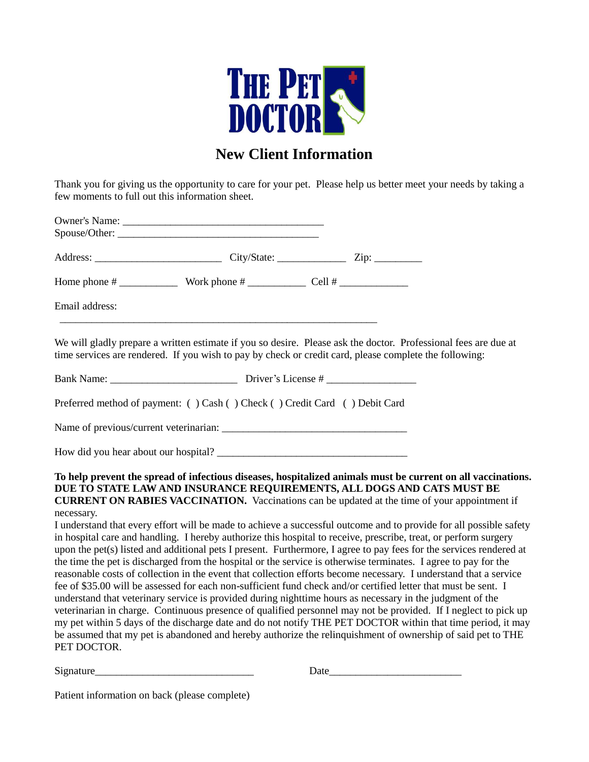THE PET DOCTOR

# New Client Information

Thank you for giving us the opportunity to care for your pet. Please help us better meet your needs by taking a few moments to full out this information sheet.

Owner's Name: ______________________________________
Spouse/Other: ______________________________________

Address: ________________________ City/State: _____________ Zip: _________

Home phone # ___________ Work phone # ___________ Cell # _____________

Email address:
____________________________________________________________

We will gladly prepare a written estimate if you so desire. Please ask the doctor. Professional fees are due at time services are rendered. If you wish to pay by check or credit card, please complete the following:

Bank Name: ________________________ Driver's License # _________________

Preferred method of payment: ( ) Cash ( ) Check ( ) Credit Card ( ) Debit Card

Name of previous/current veterinarian: ___________________________________

How did you hear about our hospital? ____________________________________

**To help prevent the spread of infectious diseases, hospitalized animals must be current on all vaccinations. DUE TO STATE LAW AND INSURANCE REQUIREMENTS, ALL DOGS AND CATS MUST BE CURRENT ON RABIES VACCINATION.** Vaccinations can be updated at the time of your appointment if necessary.

I understand that every effort will be made to achieve a successful outcome and to provide for all possible safety in hospital care and handling. I hereby authorize this hospital to receive, prescribe, treat, or perform surgery upon the pet(s) listed and additional pets I present. Furthermore, I agree to pay fees for the services rendered at the time the pet is discharged from the hospital or the service is otherwise terminates. I agree to pay for the reasonable costs of collection in the event that collection efforts become necessary. I understand that a service fee of $35.00 will be assessed for each non-sufficient fund check and/or certified letter that must be sent. I understand that veterinary service is provided during nighttime hours as necessary in the judgment of the veterinarian in charge. Continuous presence of qualified personnel may not be provided. If I neglect to pick up my pet within 5 days of the discharge date and do not notify THE PET DOCTOR within that time period, it may be assumed that my pet is abandoned and hereby authorize the relinquishment of ownership of said pet to THE PET DOCTOR.

Signature______________________________ Date________________________

Patient information on back (please complete)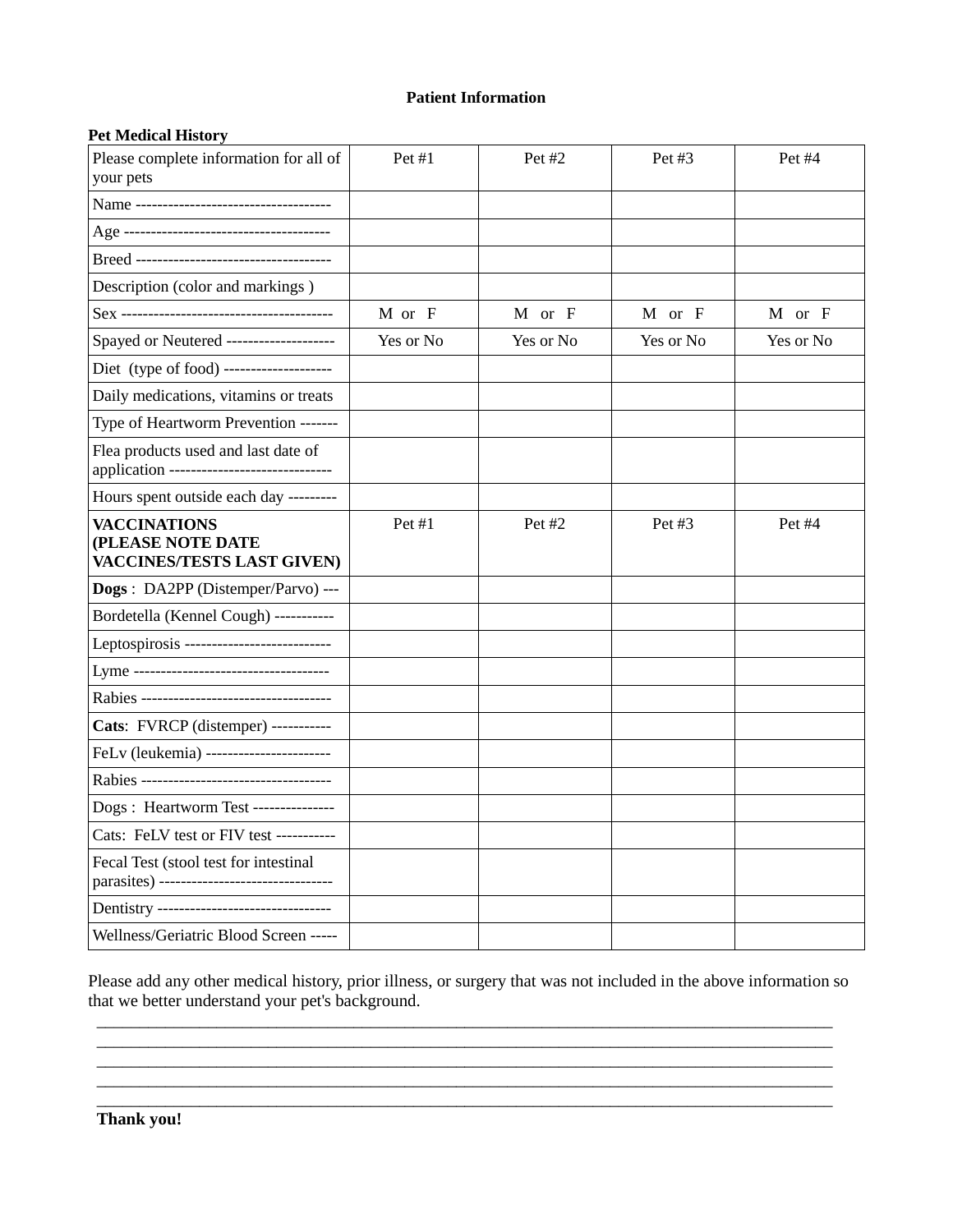**Patient Information**

**Pet Medical History**

| Please complete information for all of your pets | Pet #1 | Pet #2 | Pet #3 | Pet #4 |
|---|---|---|---|---|
| Name ------------------------------------ | | | | |
| Age -------------------------------------- | | | | |
| Breed ------------------------------------ | | | | |
| Description (color and markings ) | | | | |
| Sex --------------------------------------- | M or F | M or F | M or F | M or F |
| Spayed or Neutered -------------------- | Yes or No | Yes or No | Yes or No | Yes or No |
| Diet (type of food) -------------------- | | | | |
| Daily medications, vitamins or treats | | | | |
| Type of Heartworm Prevention ------- | | | | |
| Flea products used and last date of application ------------------------------ | | | | |
| Hours spent outside each day --------- | | | | |
| **VACCINATIONS (PLEASE NOTE DATE VACCINES/TESTS LAST GIVEN)** | Pet #1 | Pet #2 | Pet #3 | Pet #4 |
| **Dogs** : DA2PP (Distemper/Parvo) --- | | | | |
| Bordetella (Kennel Cough) ----------- | | | | |
| Leptospirosis --------------------------- | | | | |
| Lyme ------------------------------------ | | | | |
| Rabies ----------------------------------- | | | | |
| **Cats**: FVRCP (distemper) ----------- | | | | |
| FeLv (leukemia) ----------------------- | | | | |
| Rabies ----------------------------------- | | | | |
| Dogs : Heartworm Test --------------- | | | | |
| Cats: FeLV test or FIV test ----------- | | | | |
| Fecal Test (stool test for intestinal parasites) -------------------------------- | | | | |
| Dentistry -------------------------------- | | | | |
| Wellness/Geriatric Blood Screen ----- | | | | |

Please add any other medical history, prior illness, or surgery that was not included in the above information so that we better understand your pet's background.

______________________________________________________________________________________________
______________________________________________________________________________________________
______________________________________________________________________________________________
______________________________________________________________________________________________
______________________________________________________________________________________________

**Thank you!**